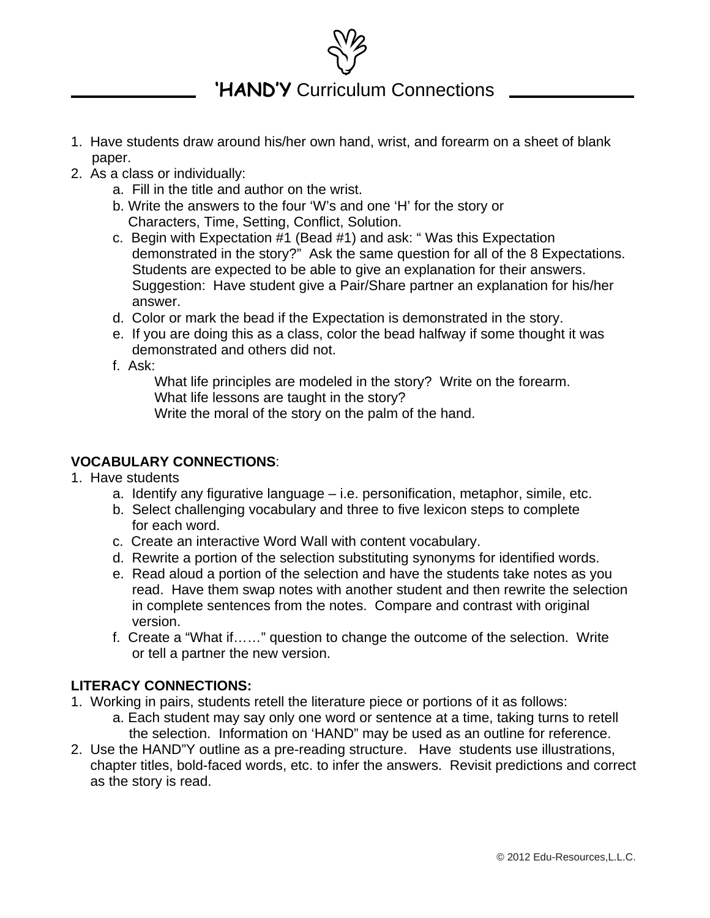# 'HAND'Y Curriculum Connections

1. Have students draw around his/her own hand, wrist, and forearm on a sheet of blank paper.
2. As a class or individually:
   a. Fill in the title and author on the wrist.
   b. Write the answers to the four 'W's and one 'H' for the story or Characters, Time, Setting, Conflict, Solution.
   c. Begin with Expectation #1 (Bead #1) and ask: " Was this Expectation demonstrated in the story?" Ask the same question for all of the 8 Expectations. Students are expected to be able to give an explanation for their answers. Suggestion: Have student give a Pair/Share partner an explanation for his/her answer.
   d. Color or mark the bead if the Expectation is demonstrated in the story.
   e. If you are doing this as a class, color the bead halfway if some thought it was demonstrated and others did not.
   f. Ask:
      What life principles are modeled in the story? Write on the forearm.
      What life lessons are taught in the story?
      Write the moral of the story on the palm of the hand.

**VOCABULARY CONNECTIONS**:

1. Have students
   a. Identify any figurative language – i.e. personification, metaphor, simile, etc.
   b. Select challenging vocabulary and three to five lexicon steps to complete for each word.
   c. Create an interactive Word Wall with content vocabulary.
   d. Rewrite a portion of the selection substituting synonyms for identified words.
   e. Read aloud a portion of the selection and have the students take notes as you read. Have them swap notes with another student and then rewrite the selection in complete sentences from the notes. Compare and contrast with original version.
   f. Create a "What if……" question to change the outcome of the selection. Write or tell a partner the new version.

**LITERACY CONNECTIONS:**

1. Working in pairs, students retell the literature piece or portions of it as follows:
   a. Each student may say only one word or sentence at a time, taking turns to retell the selection. Information on 'HAND" may be used as an outline for reference.
2. Use the HAND"Y outline as a pre-reading structure. Have students use illustrations, chapter titles, bold-faced words, etc. to infer the answers. Revisit predictions and correct as the story is read.

© 2012 Edu-Resources,L.L.C.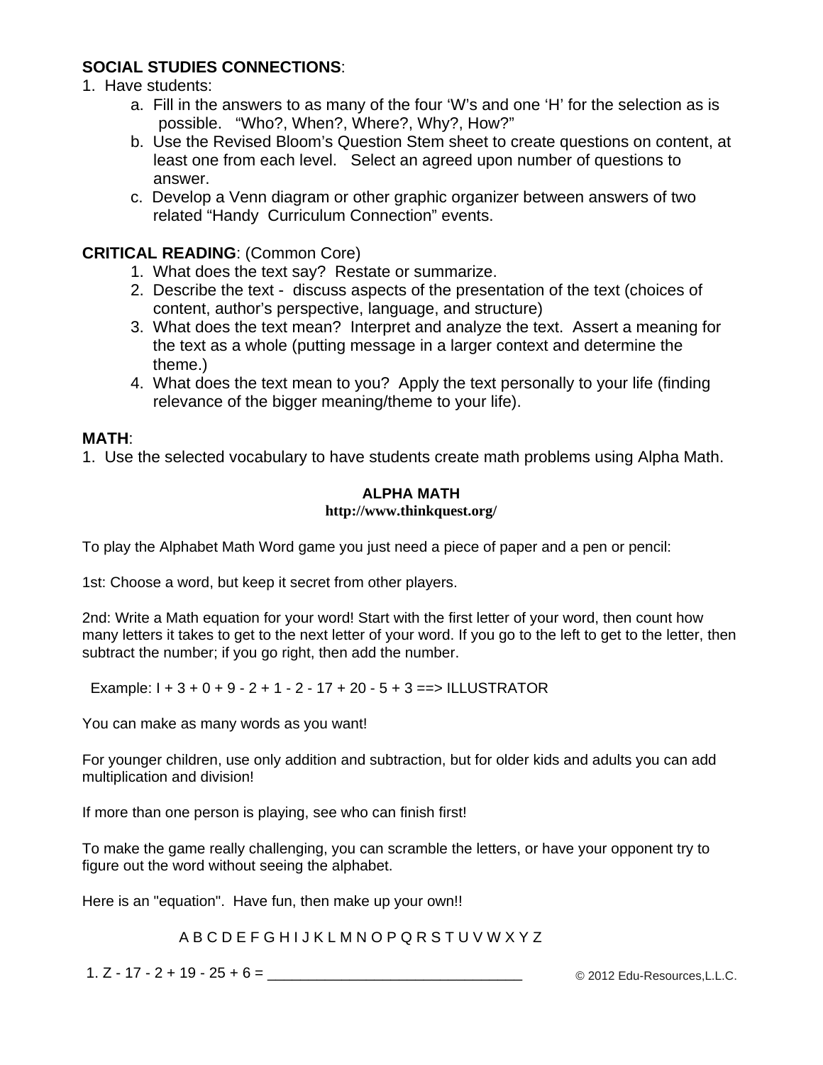**SOCIAL STUDIES CONNECTIONS**:

1. Have students:
   a. Fill in the answers to as many of the four 'W's and one 'H' for the selection as is possible. "Who?, When?, Where?, Why?, How?"
   b. Use the Revised Bloom's Question Stem sheet to create questions on content, at least one from each level. Select an agreed upon number of questions to answer.
   c. Develop a Venn diagram or other graphic organizer between answers of two related "Handy Curriculum Connection" events.

**CRITICAL READING**: (Common Core)

1. What does the text say? Restate or summarize.
2. Describe the text - discuss aspects of the presentation of the text (choices of content, author's perspective, language, and structure)
3. What does the text mean? Interpret and analyze the text. Assert a meaning for the text as a whole (putting message in a larger context and determine the theme.)
4. What does the text mean to you? Apply the text personally to your life (finding relevance of the bigger meaning/theme to your life).

**MATH**:

1. Use the selected vocabulary to have students create math problems using Alpha Math.

**ALPHA MATH**
**http://www.thinkquest.org/**

To play the Alphabet Math Word game you just need a piece of paper and a pen or pencil:

1st: Choose a word, but keep it secret from other players.

2nd: Write a Math equation for your word! Start with the first letter of your word, then count how many letters it takes to get to the next letter of your word. If you go to the left to get to the letter, then subtract the number; if you go right, then add the number.

Example: I + 3 + 0 + 9 - 2 + 1 - 2 - 17 + 20 - 5 + 3 ==> ILLUSTRATOR

You can make as many words as you want!

For younger children, use only addition and subtraction, but for older kids and adults you can add multiplication and division!

If more than one person is playing, see who can finish first!

To make the game really challenging, you can scramble the letters, or have your opponent try to figure out the word without seeing the alphabet.

Here is an "equation". Have fun, then make up your own!!

A B C D E F G H I J K L M N O P Q R S T U V W X Y Z

1. Z - 17 - 2 + 19 - 25 + 6 = ________________________________

© 2012 Edu-Resources,L.L.C.